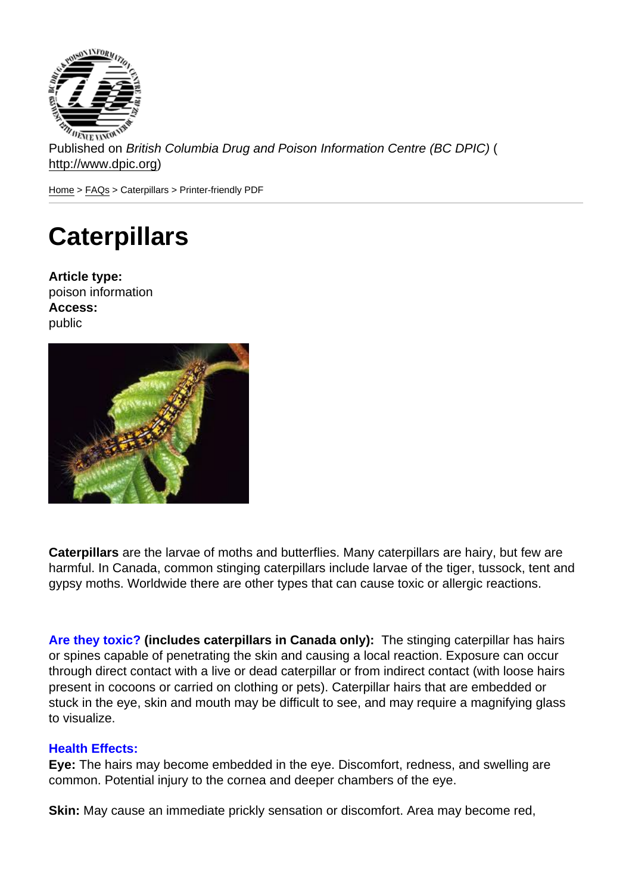Published on *British Columbia Drug and Poison Information Centre (BC DPIC)* (http://www.dpic.org)

Home > FAQs > Caterpillars > Printer-friendly PDF

# Caterpillars

**Article type:**
poison information
**Access:**
public

**Caterpillars** are the larvae of moths and butterflies. Many caterpillars are hairy, but few are harmful. In Canada, common stinging caterpillars include larvae of the tiger, tussock, tent and gypsy moths. Worldwide there are other types that can cause toxic or allergic reactions.

**Are they toxic? (includes caterpillars in Canada only):** The stinging caterpillar has hairs or spines capable of penetrating the skin and causing a local reaction. Exposure can occur through direct contact with a live or dead caterpillar or from indirect contact (with loose hairs present in cocoons or carried on clothing or pets). Caterpillar hairs that are embedded or stuck in the eye, skin and mouth may be difficult to see, and may require a magnifying glass to visualize.

**Health Effects:**

**Eye:** The hairs may become embedded in the eye. Discomfort, redness, and swelling are common. Potential injury to the cornea and deeper chambers of the eye.

**Skin:** May cause an immediate prickly sensation or discomfort. Area may become red,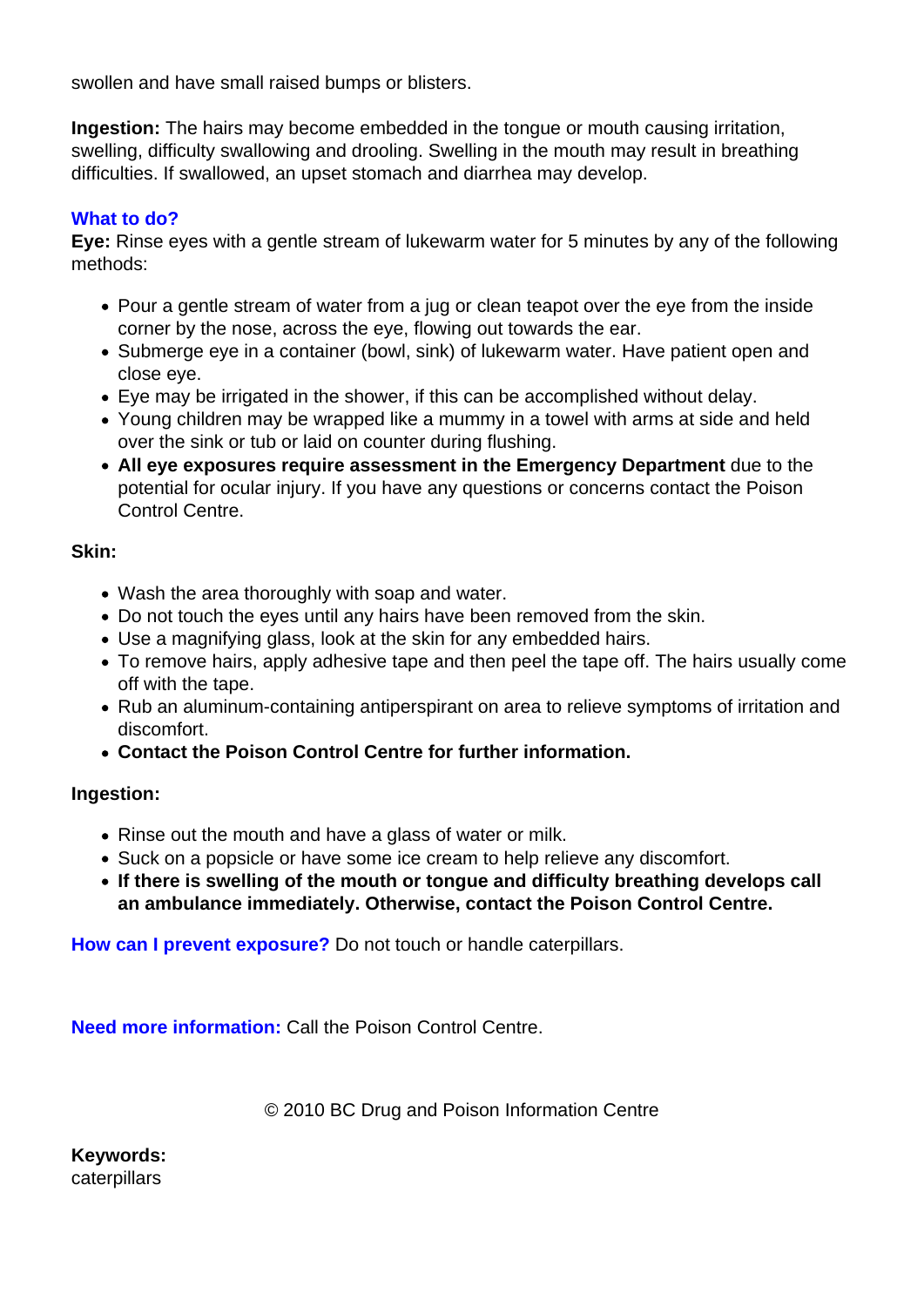swollen and have small raised bumps or blisters.

**Ingestion:** The hairs may become embedded in the tongue or mouth causing irritation, swelling, difficulty swallowing and drooling. Swelling in the mouth may result in breathing difficulties. If swallowed, an upset stomach and diarrhea may develop.

## What to do?

**Eye:** Rinse eyes with a gentle stream of lukewarm water for 5 minutes by any of the following methods:

- Pour a gentle stream of water from a jug or clean teapot over the eye from the inside corner by the nose, across the eye, flowing out towards the ear.
- Submerge eye in a container (bowl, sink) of lukewarm water. Have patient open and close eye.
- Eye may be irrigated in the shower, if this can be accomplished without delay.
- Young children may be wrapped like a mummy in a towel with arms at side and held over the sink or tub or laid on counter during flushing.
- **All eye exposures require assessment in the Emergency Department** due to the potential for ocular injury. If you have any questions or concerns contact the Poison Control Centre.

**Skin:**

- Wash the area thoroughly with soap and water.
- Do not touch the eyes until any hairs have been removed from the skin.
- Use a magnifying glass, look at the skin for any embedded hairs.
- To remove hairs, apply adhesive tape and then peel the tape off. The hairs usually come off with the tape.
- Rub an aluminum-containing antiperspirant on area to relieve symptoms of irritation and discomfort.
- **Contact the Poison Control Centre for further information.**

**Ingestion:**

- Rinse out the mouth and have a glass of water or milk.
- Suck on a popsicle or have some ice cream to help relieve any discomfort.
- **If there is swelling of the mouth or tongue and difficulty breathing develops call an ambulance immediately. Otherwise, contact the Poison Control Centre.**

**How can I prevent exposure?** Do not touch or handle caterpillars.

**Need more information:** Call the Poison Control Centre.

© 2010 BC Drug and Poison Information Centre

**Keywords:**
caterpillars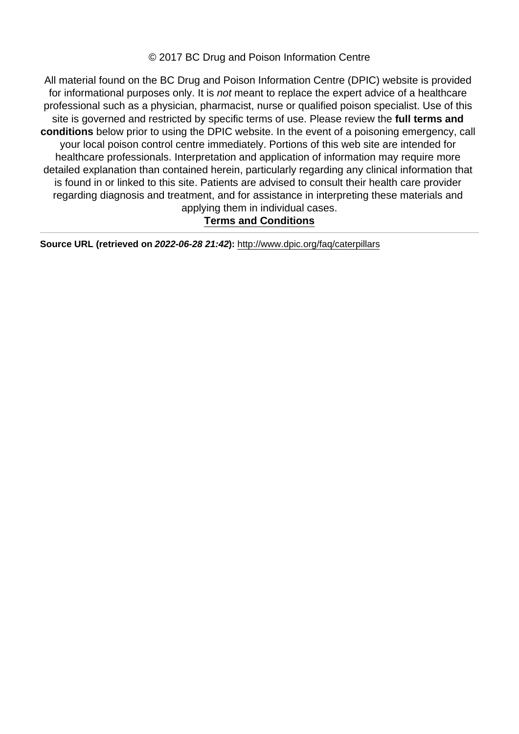© 2017 BC Drug and Poison Information Centre

All material found on the BC Drug and Poison Information Centre (DPIC) website is provided for informational purposes only. It is *not* meant to replace the expert advice of a healthcare professional such as a physician, pharmacist, nurse or qualified poison specialist. Use of this site is governed and restricted by specific terms of use. Please review the **full terms and conditions** below prior to using the DPIC website. In the event of a poisoning emergency, call your local poison control centre immediately. Portions of this web site are intended for healthcare professionals. Interpretation and application of information may require more detailed explanation than contained herein, particularly regarding any clinical information that is found in or linked to this site. Patients are advised to consult their health care provider regarding diagnosis and treatment, and for assistance in interpreting these materials and applying them in individual cases.

**Terms and Conditions**

---

**Source URL (retrieved on *2022-06-28 21:42*):** http://www.dpic.org/faq/caterpillars